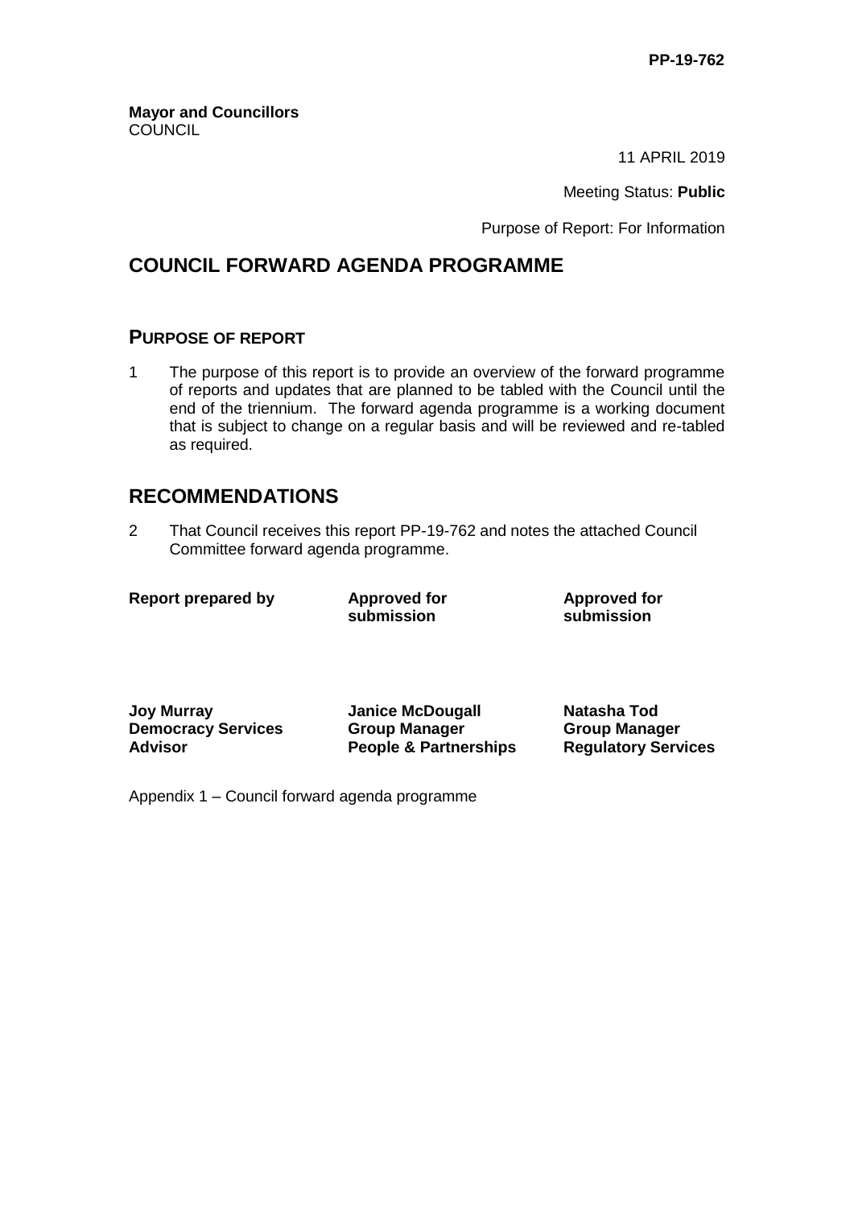PP-19-762

**Mayor and Councillors**
COUNCIL

11 APRIL 2019

Meeting Status: **Public**

Purpose of Report: For Information

## COUNCIL FORWARD AGENDA PROGRAMME

### PURPOSE OF REPORT

1 The purpose of this report is to provide an overview of the forward programme of reports and updates that are planned to be tabled with the Council until the end of the triennium. The forward agenda programme is a working document that is subject to change on a regular basis and will be reviewed and re-tabled as required.

## RECOMMENDATIONS

2 That Council receives this report PP-19-762 and notes the attached Council Committee forward agenda programme.

| **Report prepared by** | **Approved for submission** | **Approved for submission** |
|---|---|---|
| **Joy Murray** **Democracy Services Advisor** | **Janice McDougall** **Group Manager** **People & Partnerships** | **Natasha Tod** **Group Manager** **Regulatory Services** |

Appendix 1 – Council forward agenda programme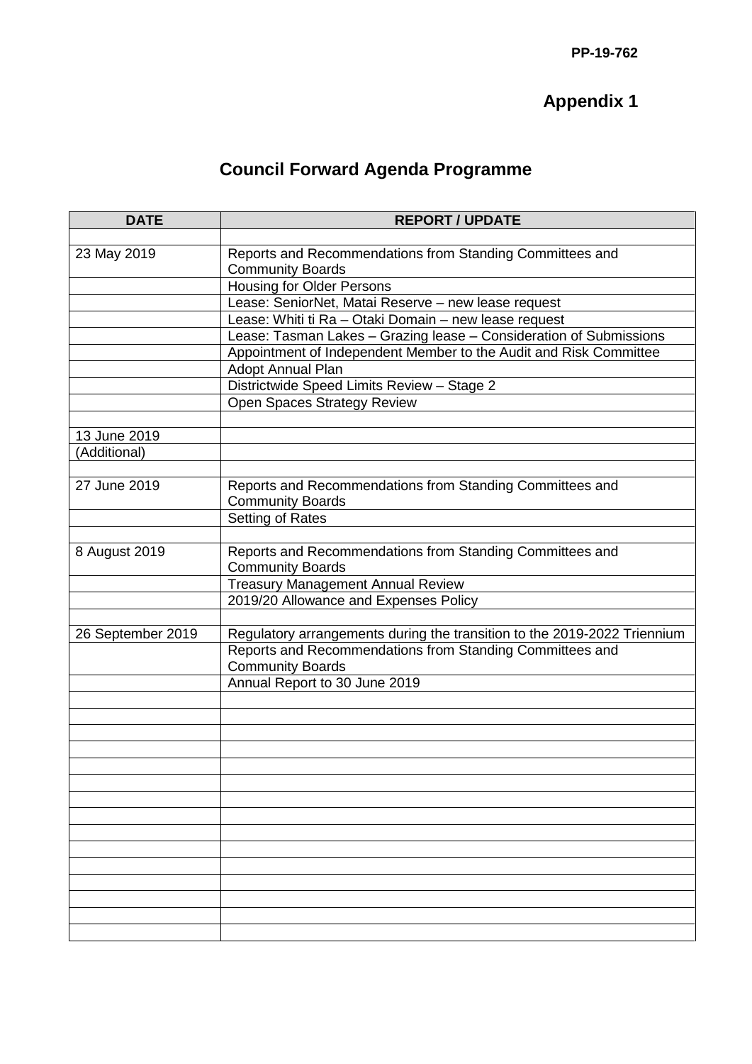PP-19-762

**Appendix 1**

# Council Forward Agenda Programme

| DATE | REPORT / UPDATE |
|---|---|
| | |
| 23 May 2019 | Reports and Recommendations from Standing Committees and Community Boards |
| | Housing for Older Persons |
| | Lease: SeniorNet, Matai Reserve – new lease request |
| | Lease: Whiti ti Ra – Otaki Domain – new lease request |
| | Lease: Tasman Lakes – Grazing lease – Consideration of Submissions |
| | Appointment of Independent Member to the Audit and Risk Committee |
| | Adopt Annual Plan |
| | Districtwide Speed Limits Review – Stage 2 |
| | Open Spaces Strategy Review |
| | |
| 13 June 2019 | |
| (Additional) | |
| | |
| 27 June 2019 | Reports and Recommendations from Standing Committees and Community Boards |
| | Setting of Rates |
| | |
| 8 August 2019 | Reports and Recommendations from Standing Committees and Community Boards |
| | Treasury Management Annual Review |
| | 2019/20 Allowance and Expenses Policy |
| | |
| 26 September 2019 | Regulatory arrangements during the transition to the 2019-2022 Triennium |
| | Reports and Recommendations from Standing Committees and Community Boards |
| | Annual Report to 30 June 2019 |
| | |
| | |
| | |
| | |
| | |
| | |
| | |
| | |
| | |
| | |
| | |
| | |
| | |
| | |
| | |